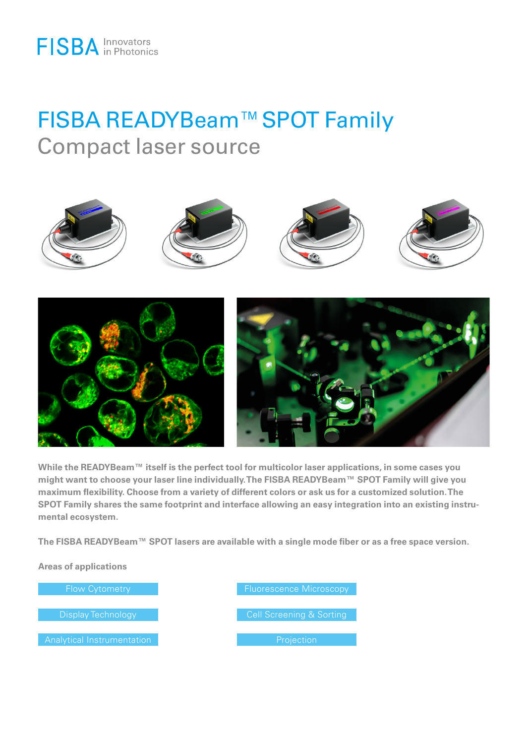FISBA Innovators in Photonics

# FISBA READYBeam™ SPOT Family

## Compact laser source

**While the READYBeam™ itself is the perfect tool for multicolor laser applications, in some cases you might want to choose your laser line individually. The FISBA READYBeam™ SPOT Family will give you maximum flexibility. Choose from a variety of different colors or ask us for a customized solution. The SPOT Family shares the same footprint and interface allowing an easy integration into an existing instrumental ecosystem.**

**The FISBA READYBeam™ SPOT lasers are available with a single mode fiber or as a free space version.**

**Areas of applications**

- Flow Cytometry
- Fluorescence Microscopy
- Display Technology
- Cell Screening & Sorting
- Analytical Instrumentation
- Projection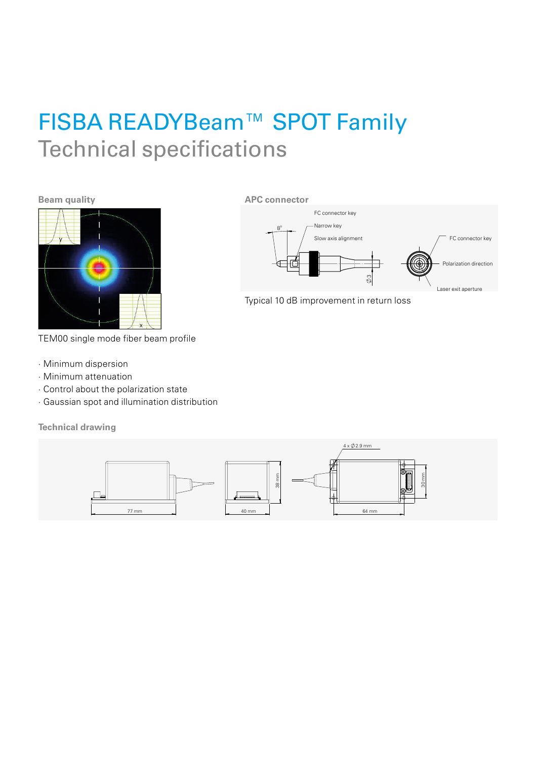# FISBA READYBeam™ SPOT Family

## Technical specifications

### Beam quality

TEM00 single mode fiber beam profile

- Minimum dispersion
- Minimum attenuation
- Control about the polarization state
- Gaussian spot and illumination distribution

### APC connector

Typical 10 dB improvement in return loss

### Technical drawing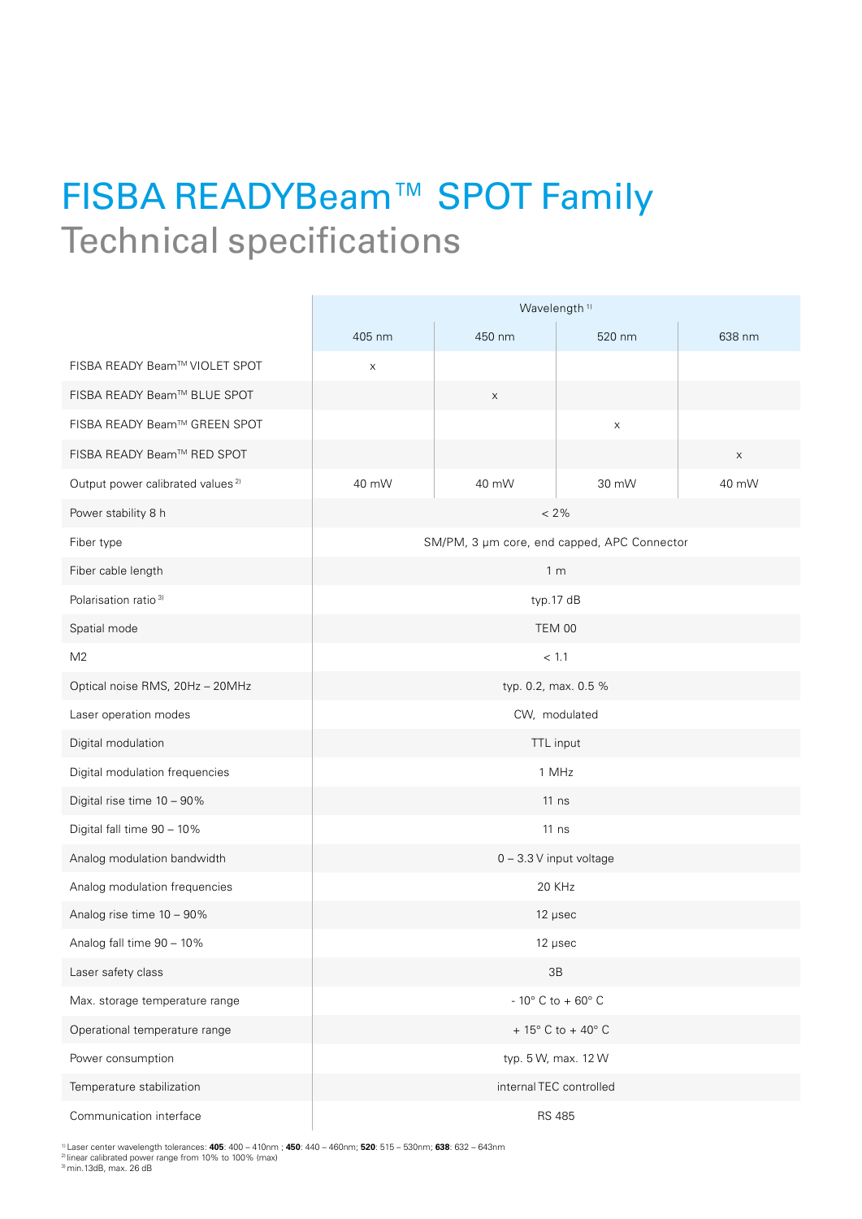# FISBA READYBeam™ SPOT Family

## Technical specifications

| | Wavelength [1] | | | |
|---|---|---|---|---|
| | 405 nm | 450 nm | 520 nm | 638 nm |
| FISBA READY Beam™ VIOLET SPOT | x | | | |
| FISBA READY Beam™ BLUE SPOT | | x | | |
| FISBA READY Beam™ GREEN SPOT | | | x | |
| FISBA READY Beam™ RED SPOT | | | | x |
| Output power calibrated values [2] | 40 mW | 40 mW | 30 mW | 40 mW |
| Power stability 8 h | < 2% | | | |
| Fiber type | SM/PM, 3 µm core, end capped, APC Connector | | | |
| Fiber cable length | 1 m | | | |
| Polarisation ratio [3] | typ.17 dB | | | |
| Spatial mode | TEM 00 | | | |
| M2 | < 1.1 | | | |
| Optical noise RMS, 20Hz – 20MHz | typ. 0.2, max. 0.5 % | | | |
| Laser operation modes | CW, modulated | | | |
| Digital modulation | TTL input | | | |
| Digital modulation frequencies | 1 MHz | | | |
| Digital rise time 10 – 90% | 11 ns | | | |
| Digital fall time 90 – 10% | 11 ns | | | |
| Analog modulation bandwidth | 0 – 3.3 V input voltage | | | |
| Analog modulation frequencies | 20 KHz | | | |
| Analog rise time 10 – 90% | 12 µsec | | | |
| Analog fall time 90 – 10% | 12 µsec | | | |
| Laser safety class | 3B | | | |
| Max. storage temperature range | - 10° C to + 60° C | | | |
| Operational temperature range | + 15° C to + 40° C | | | |
| Power consumption | typ. 5 W, max. 12 W | | | |
| Temperature stabilization | internal TEC controlled | | | |
| Communication interface | RS 485 | | | |

[1] Laser center wavelength tolerances: **405**: 400 – 410nm ; **450**: 440 – 460nm; **520**: 515 – 530nm; **638**: 632 – 643nm
[2] linear calibrated power range from 10% to 100% (max)
[3] min.13dB, max. 26 dB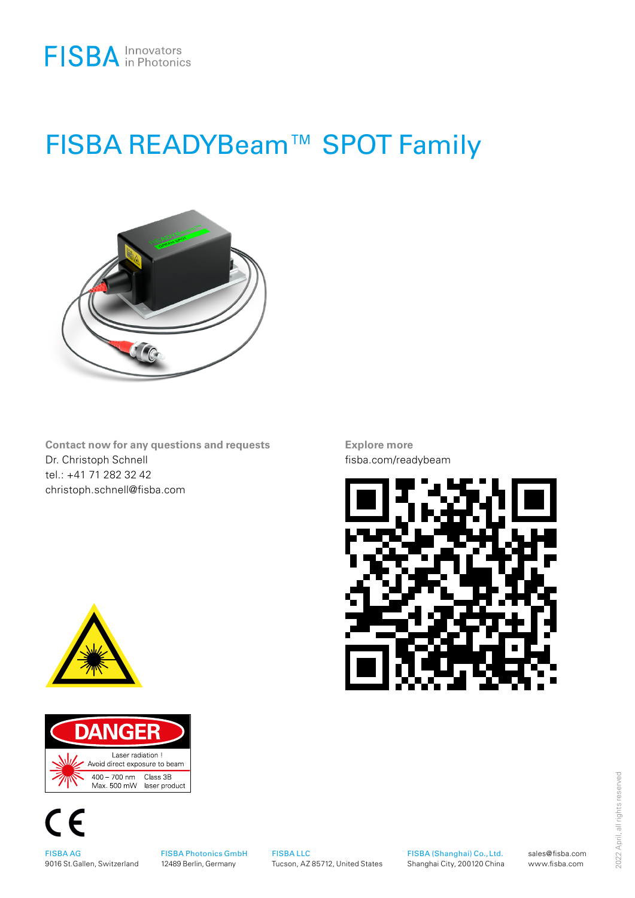FISBA Innovators in Photonics

# FISBA READYBeam™ SPOT Family

**Contact now for any questions and requests**
Dr. Christoph Schnell
tel.: +41 71 282 32 42
christoph.schnell@fisba.com

**Explore more**
fisba.com/readybeam

DANGER
Laser radiation !
Avoid direct exposure to beam
400 – 700 nm Class 3B
Max. 500 mW laser product

FISBA AG
9016 St.Gallen, Switzerland

FISBA Photonics GmbH
12489 Berlin, Germany

FISBA LLC
Tucson, AZ 85712, United States

FISBA (Shanghai) Co., Ltd.
Shanghai City, 200120 China

sales@fisba.com
www.fisba.com

2022 April, all rights reserved